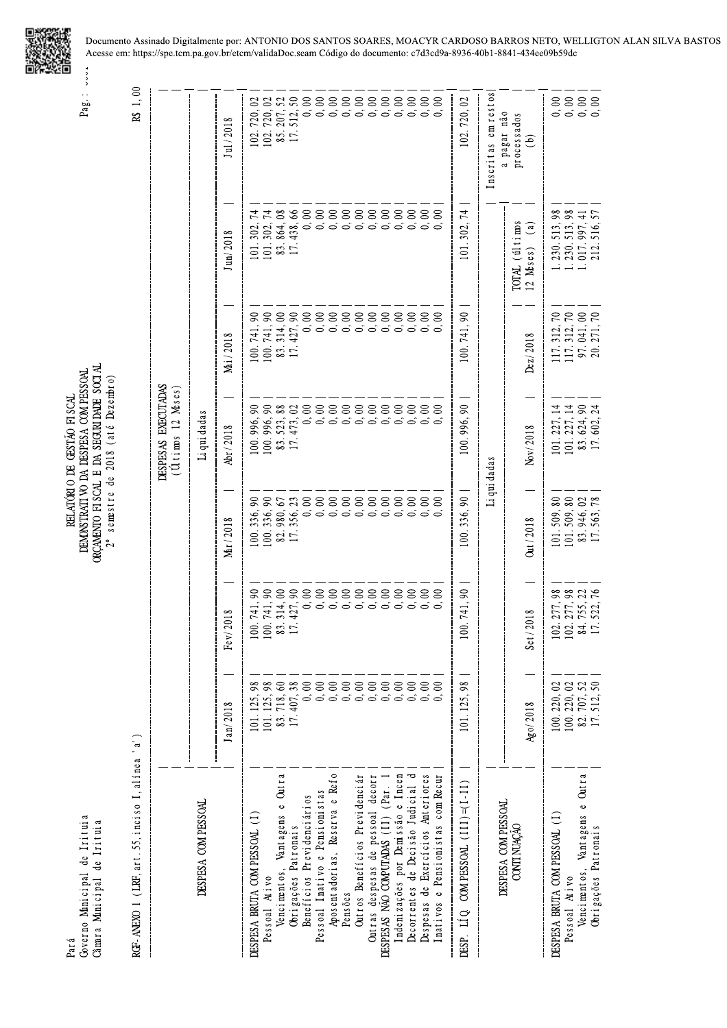Documento Assinado Digitalmente por: ANTONIO DOS SANTOS SOARES, MOACYR CARDOSO BARROS NETO, WELLIGTON ALAN SILVA BASTOS
Acesse em: https://spe.tcm.pa.gov.br/etcm/validaDoc.seam Código do documento: c7d3cd9a-8936-40b1-8841-434ee09b59dc

Pará
Governo Municipal de Irituia
Câmara Municipal de Irituia

# RELATÓRIO DE GESTÃO FISCAL
## DEMONSTRATIVO DA DESPESA COM PESSOAL
## ORÇAMENTO FISCAL E DA SEGURIDADE SOCIAL
2º semestre de 2018 (até Dezembro)

RGF-ANEXO 1 (LRF, art.55, inciso I, alínea 'a')

R$ 1,00

| DESPESA COM PESSOAL | DESPESAS EXECUTADAS (Últimos 12 Meses) | | | | | | |
|---|---|---|---|---|---|---|---|
| | Liquidadas | | | | | | |
| | Jan/2018 | Fev/2018 | Mar/2018 | Abr/2018 | Mai/2018 | Jun/2018 | Jul/2018 |
| DESPESA BRUTA COM PESSOAL (I) | 101.125,98 | 100.741,90 | 100.336,90 | 100.996,90 | 100.741,90 | 101.302,74 | 102.720,02 |
| Pessoal Ativo | 101.125,98 | 100.741,90 | 100.336,90 | 100.996,90 | 100.741,90 | 101.302,74 | 102.720,02 |
| Vencimentos, Vantagens e Outra | 83.718,60 | 83.314,00 | 82.980,67 | 83.523,88 | 83.314,00 | 83.864,08 | 85.207,52 |
| Obrigações Patronais | 17.407,38 | 17.427,90 | 17.356,23 | 17.473,02 | 17.427,90 | 17.438,66 | 17.512,50 |
| Benefícios Previdenciários | 0,00 | 0,00 | 0,00 | 0,00 | 0,00 | 0,00 | 0,00 |
| Pessoal Inativo e Pensionistas | 0,00 | 0,00 | 0,00 | 0,00 | 0,00 | 0,00 | 0,00 |
| Aposentadorias, Reserva e Refo | 0,00 | 0,00 | 0,00 | 0,00 | 0,00 | 0,00 | 0,00 |
| Pensões | 0,00 | 0,00 | 0,00 | 0,00 | 0,00 | 0,00 | 0,00 |
| Outros Benefícios Previdenciár | 0,00 | 0,00 | 0,00 | 0,00 | 0,00 | 0,00 | 0,00 |
| Outras despesas de pessoal decorr | 0,00 | 0,00 | 0,00 | 0,00 | 0,00 | 0,00 | 0,00 |
| DESPESAS NÃO COMPUTADAS (II) (Par. 1 | 0,00 | 0,00 | 0,00 | 0,00 | 0,00 | 0,00 | 0,00 |
| Indenizações por Demissão e Incen | 0,00 | 0,00 | 0,00 | 0,00 | 0,00 | 0,00 | 0,00 |
| Decorrentes de Decisão Judicial d | 0,00 | 0,00 | 0,00 | 0,00 | 0,00 | 0,00 | 0,00 |
| Despesas de Exercícios Anteriores | 0,00 | 0,00 | 0,00 | 0,00 | 0,00 | 0,00 | 0,00 |
| Inativos e Pensionistas com Recur | 0,00 | 0,00 | 0,00 | 0,00 | 0,00 | 0,00 | 0,00 |
| DESP. LÍQ. COM PESSOAL (III)=(I-II) | 101.125,98 | 100.741,90 | 100.336,90 | 100.996,90 | 100.741,90 | 101.302,74 | 102.720,02 |

| DESPESA COM PESSOAL CONTINUAÇÃO | Liquidadas | | | | | | Inscritas em restos a pagar não processados (b) |
|---|---|---|---|---|---|---|---|
| | Ago/2018 | Set/2018 | Out/2018 | Nov/2018 | Dez/2018 | TOTAL (últimos 12 Meses) (a) | |
| DESPESA BRUTA COM PESSOAL (I) | 100.220,02 | 102.277,98 | 101.509,80 | 101.227,14 | 117.312,70 | 1.230.513,98 | 0,00 |
| Pessoal Ativo | 100.220,02 | 102.277,98 | 101.509,80 | 101.227,14 | 117.312,70 | 1.230.513,98 | 0,00 |
| Vencimentos, Vantagens e Outra | 82.707,52 | 84.755,22 | 83.946,02 | 83.624,90 | 97.041,00 | 1.017.997,41 | 0,00 |
| Obrigações Patronais | 17.512,50 | 17.522,76 | 17.563,78 | 17.602,24 | 20.271,70 | 212.516,57 | 0,00 |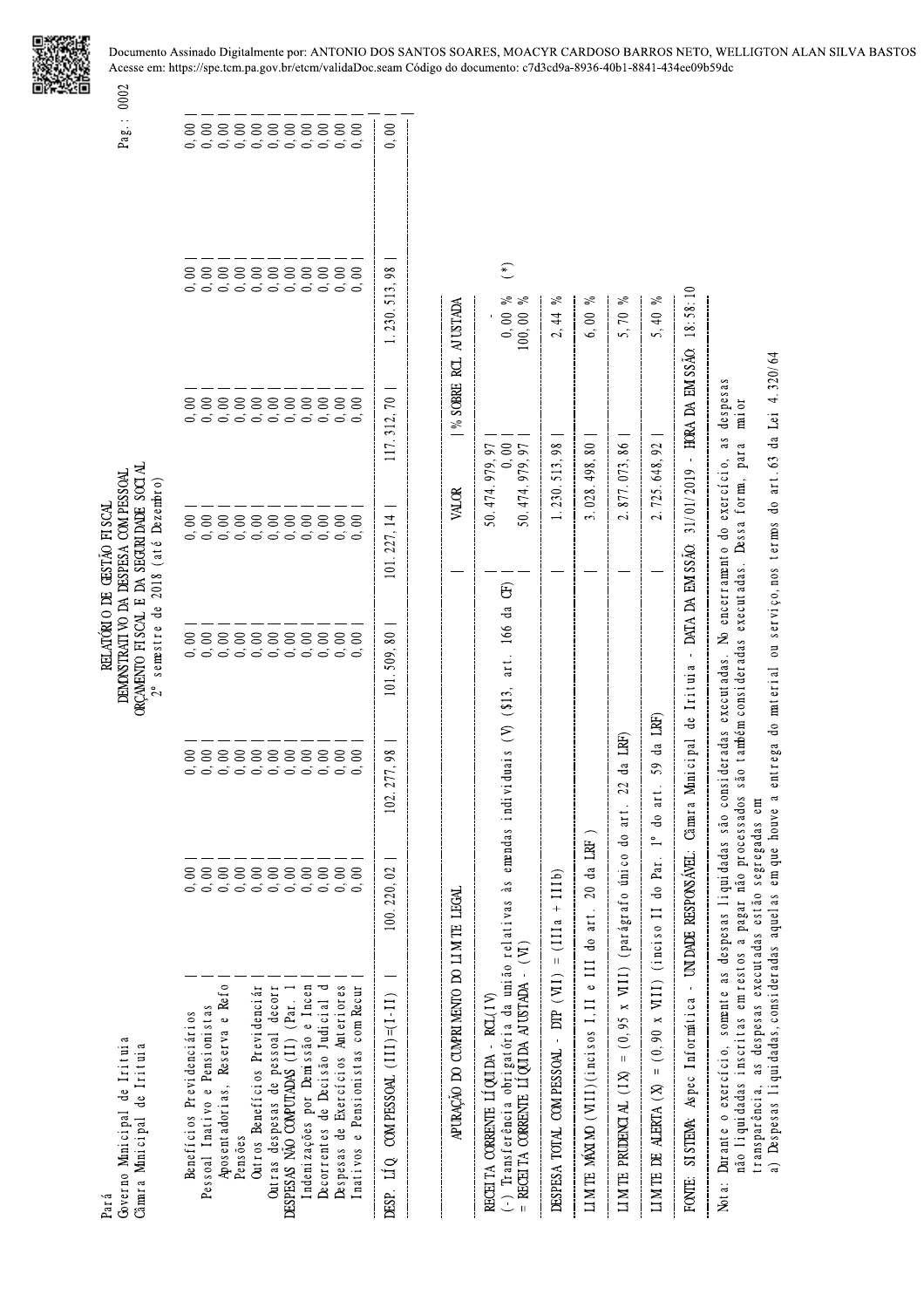Documento Assinado Digitalmente por: ANTONIO DOS SANTOS SOARES, MOACYR CARDOSO BARROS NETO, WELLIGTON ALAN SILVA BASTOS
Acesse em: https://spe.tcm.pa.gov.br/etcm/validaDoc.seam Código do documento: c7d3cd9a-8936-40b1-8841-434ee09b59dc

Pará
Governo Municipal de Irituia
Câmara Municipal de Irituia

RELATÓRIO DE GESTÃO FISCAL
DEMONSTRATIVO DA DESPESA COM PESSOAL
ORÇAMENTO FISCAL E DA SEGURIDADE SOCIAL
2º semestre de 2018 (até Dezembro)

Pag.: 0002

| | | | | | | | | |
|---|---|---|---|---|---|---|---|---|
| Benefícios Previdenciários | 0,00 | 0,00 | 0,00 | 0,00 | 0,00 | 0,00 | 0,00 | 0,00 |
| Pessoal Inativo e Pensionistas | 0,00 | 0,00 | 0,00 | 0,00 | 0,00 | 0,00 | 0,00 | 0,00 |
| Aposentadorias, Reserva e Refo | 0,00 | 0,00 | 0,00 | 0,00 | 0,00 | 0,00 | 0,00 | 0,00 |
| Pensões | 0,00 | 0,00 | 0,00 | 0,00 | 0,00 | 0,00 | 0,00 | 0,00 |
| Outros Benefícios Previdenciár | 0,00 | 0,00 | 0,00 | 0,00 | 0,00 | 0,00 | 0,00 | 0,00 |
| Outras despesas de pessoal decorr | 0,00 | 0,00 | 0,00 | 0,00 | 0,00 | 0,00 | 0,00 | 0,00 |
| DESPESAS NÃO COMPUTADAS (II) (Par. 1 | 0,00 | 0,00 | 0,00 | 0,00 | 0,00 | 0,00 | 0,00 | 0,00 |
| Indenizações por Demissão e Incen | 0,00 | 0,00 | 0,00 | 0,00 | 0,00 | 0,00 | 0,00 | 0,00 |
| Decorrentes de Decisão Judicial d | 0,00 | 0,00 | 0,00 | 0,00 | 0,00 | 0,00 | 0,00 | 0,00 |
| Despesas de Exercícios Anteriores | 0,00 | 0,00 | 0,00 | 0,00 | 0,00 | 0,00 | 0,00 | 0,00 |
| Inativos e Pensionistas com Recur | 0,00 | 0,00 | 0,00 | 0,00 | 0,00 | 0,00 | 0,00 | 0,00 |
| DESP. LÍQ. COM PESSOAL (III)=(I-II) | 100.220,02 | 102.277,98 | 101.509,80 | 101.227,14 | 117.312,70 | 1.230.513,98 | 0,00 | |

| APURAÇÃO DO CUMPRIMENTO DO LIMITE LEGAL | VALOR | % SOBRE RCL AJUSTADA |
|---|---|---|
| RECEITA CORRENTE LÍQUIDA - RCL(IV) | 50.474.979,97 | - |
| (-) Transferência obrigatória da união relativas às emendas individuais (V) (§13, art. 166 da CF) | 0,00 | 0,00 % (*) |
| = RECEITA CORRENTE LÍQUIDA AJUSTADA - (VI) | 50.474.979,97 | 100,00 % |
| DESPESA TOTAL COM PESSOAL - DTP (VII) = (IIIa + IIIb) | 1.230.513,98 | 2,44 % |
| LIMITE MÁXIMO (VIII)(incisos I, II e III do art. 20 da LRF) | 3.028.498,80 | 6,00 % |
| LIMITE PRUDENCIAL (IX) = (0,95 x VIII) (parágrafo único do art. 22 da LRF) | 2.877.073,86 | 5,70 % |
| LIMITE DE ALERTA (X) = (0,90 x VIII) (inciso II do Par. 1º do art. 59 da LRF) | 2.725.648,92 | 5,40 % |

FONTE: SISTEMA: Aspec Informática - UNIDADE RESPONSÁVEL: Câmara Municipal de Irituia - DATA DA EMISSÃO: 31/01/2019 - HORA DA EMISSÃO: 18:58:10

Nota: Durante o exercício, somente as despesas liquidadas são consideradas executadas. No encerramento do exercício, as despesas não liquidadas inscritas em restos a pagar não processados são também consideradas executadas. Dessa forma, para maior transparência, as despesas executadas estão segregadas em:
a) Despesas liquidadas, consideradas aquelas em que houve a entrega do material ou serviço, nos termos do art. 63 da Lei 4.320/64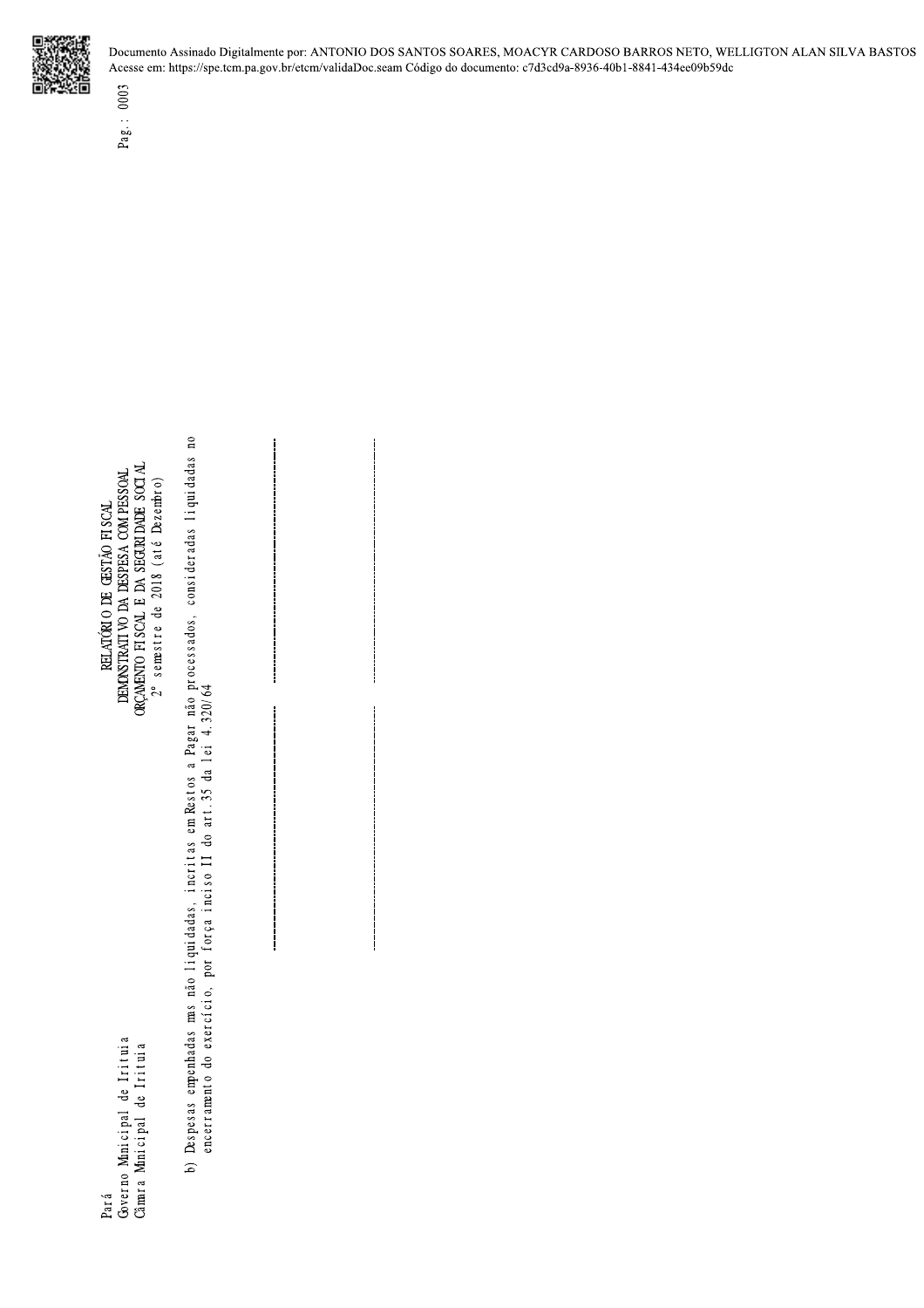Pará
Governo Municipal de Irituia
Câmara Municipal de Irituia

# RELATÓRIO DE GESTÃO FISCAL
## DEMONSTRATIVO DA DESPESA COM PESSOAL
## ORÇAMENTO FISCAL E DA SEGURIDADE SOCIAL
2º semestre de 2018 (até Dezembro)

b) Despesas empenhadas mas não liquidadas, incritas em Restos a Pagar não processados, consideradas liquidadas no encerramento do exercício, por força inciso II do art.35 da lei 4.320/64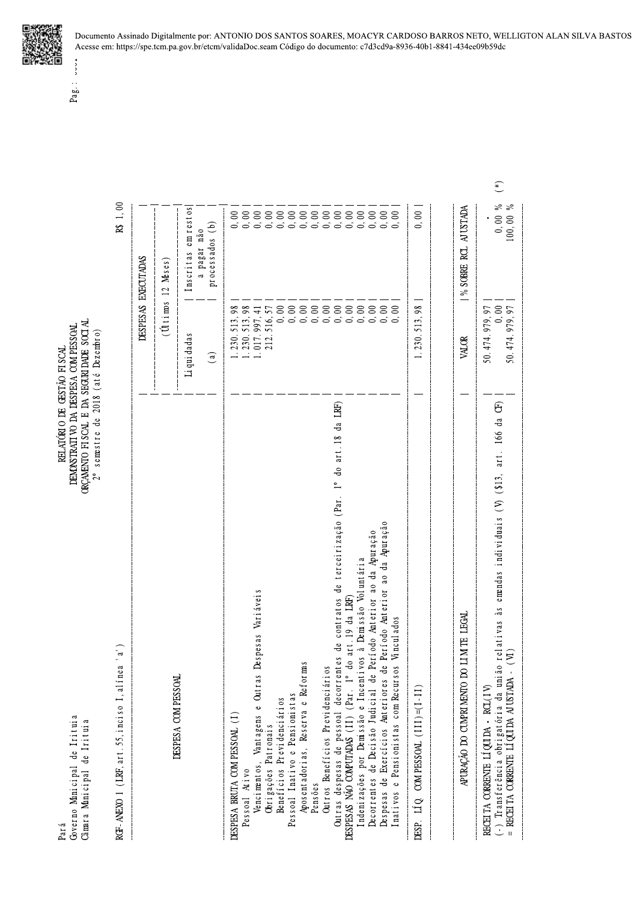Documento Assinado Digitalmente por: ANTONIO DOS SANTOS SOARES, MOACYR CARDOSO BARROS NETO, WELLIGTON ALAN SILVA BASTOS
Acesse em: https://spe.tcm.pa.gov.br/etcm/validaDoc.seam Código do documento: c7d3cd9a-8936-40b1-8841-434ee09b59dc

Pará
Governo Municipal de Irituia
Câmara Municipal de Irituia

# RELATÓRIO DE GESTÃO FISCAL
## DEMONSTRATIVO DA DESPESA COM PESSOAL
## ORÇAMENTO FISCAL E DA SEGURIDADE SOCIAL
2º semestre de 2018 (até Dezembro)

RGF-ANEXO 1 (LRF, art.55, inciso I, alínea 'a')

R$ 1,00

| DESPESA COM PESSOAL | DESPESAS EXECUTADAS (Últimos 12 Meses) | |
|---|---|---|
| | Liquidadas (a) | Inscritas em restos a pagar não processados (b) |
| DESPESA BRUTA COM PESSOAL (I) | 1.230.513,98 | 0,00 |
| Pessoal Ativo | 1.230.513,98 | 0,00 |
| Vencimentos, Vantagens e Outras Despesas Variáveis | 1.017.997,41 | 0,00 |
| Obrigações Patronais | 212.516,57 | 0,00 |
| Benefícios Previdenciários | 0,00 | 0,00 |
| Pessoal Inativo e Pensionistas | 0,00 | 0,00 |
| Aposentadorias, Reserva e Reformas | 0,00 | 0,00 |
| Pensões | 0,00 | 0,00 |
| Outros Benefícios Previdenciários | 0,00 | 0,00 |
| Outras despesas de pessoal decorrentes de contratos de terceirização (Par. 1º do art.18 da LRF) | 0,00 | 0,00 |
| DESPESAS NÃO COMPUTADAS (II) (Par. 1º do art.19 da LRF) | 0,00 | 0,00 |
| Indenizações por Demissão e Incentivos à Demissão Voluntária | 0,00 | 0,00 |
| Decorrentes de Decisão Judicial de Período Anterior ao da Apuração | 0,00 | 0,00 |
| Despesas de Exercícios Anteriores de Período Anterior ao da Apuração | 0,00 | 0,00 |
| Inativos e Pensionistas com Recursos Vinculados | 0,00 | 0,00 |
| DESP. LÍQ. COM PESSOAL (III)=(I-II) | 1.230.513,98 | 0,00 |

| APURAÇÃO DO CUMPRIMENTO DO LIMITE LEGAL | VALOR | % SOBRE RCL AJUSTADA |
|---|---|---|
| RECEITA CORRENTE LÍQUIDA - RCL(IV) | 50.474.979,97 | - |
| (-) Transferência obrigatória da união relativas às emendas individuais (V) (§13, art. 166 da CF) | 0,00 | 0,00 % (*) |
| = RECEITA CORRENTE LÍQUIDA AJUSTADA - (VI) | 50.474.979,97 | 100,00 % |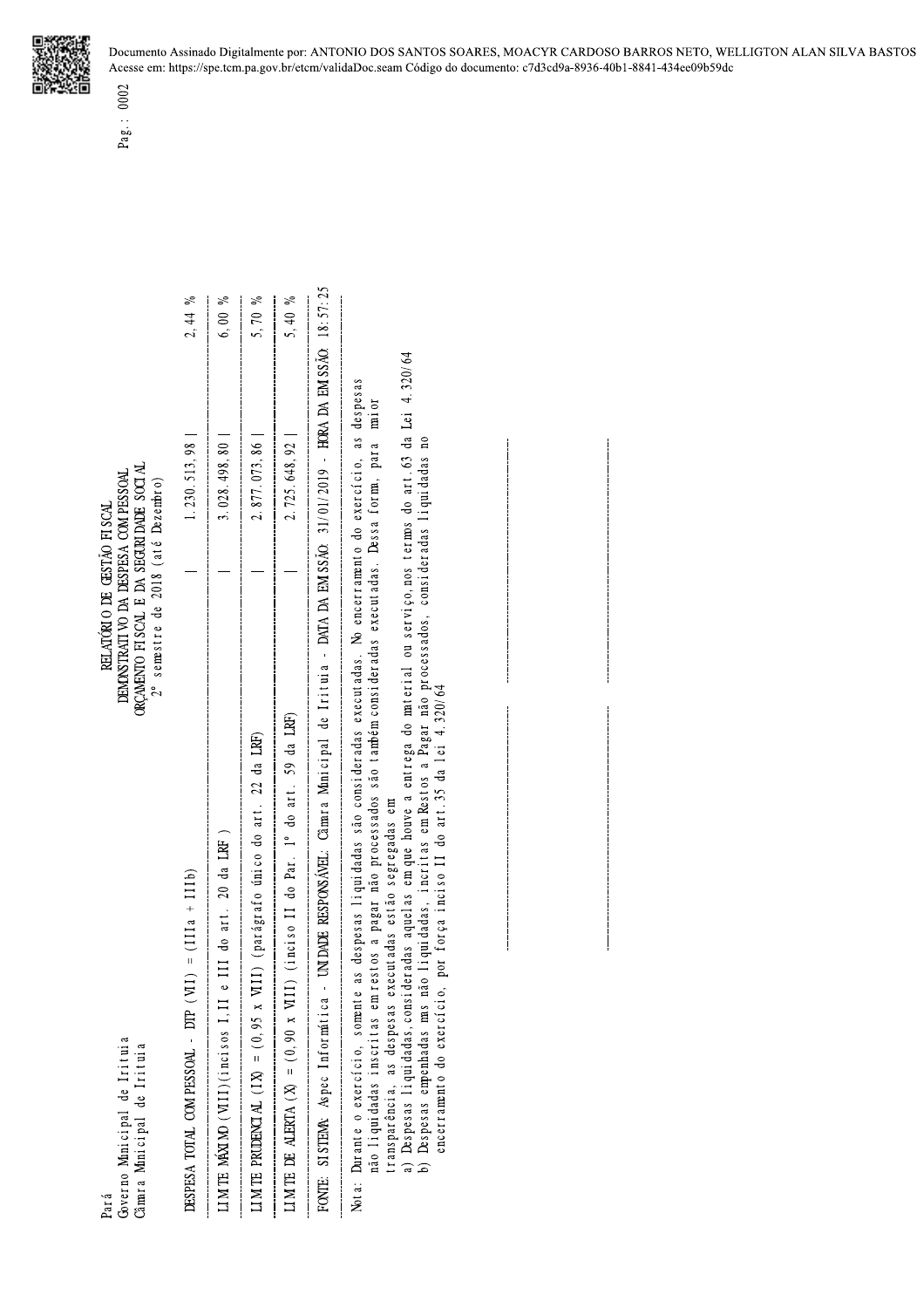Documento Assinado Digitalmente por: ANTONIO DOS SANTOS SOARES, MOACYR CARDOSO BARROS NETO, WELLIGTON ALAN SILVA BASTOS
Acesse em: https://spe.tcm.pa.gov.br/etcm/validaDoc.seam Código do documento: c7d3cd9a-8936-40b1-8841-434ee09b59dc

Pará
Governo Municipal de Irituia
Câmara Municipal de Irituia

# RELATÓRIO DE GESTÃO FISCAL
## DEMONSTRATIVO DA DESPESA COM PESSOAL
## ORÇAMENTO FISCAL E DA SEGURIDADE SOCIAL
2º semestre de 2018 (até Dezembro)

| | | |
|---|---|---|
| DESPESA TOTAL COM PESSOAL - DTP (VII) = (IIIa + IIIb) | 1.230.513,98 | 2,44 % |
| LIMITE MÁXIMO (VIII)(incisos I,II e III do art. 20 da LRF) | 3.028.498,80 | 6,00 % |
| LIMITE PRUDENCIAL (IX) = (0,95 x VIII) (parágrafo único do art. 22 da LRF) | 2.877.073,86 | 5,70 % |
| LIMITE DE ALERTA (X) = (0,90 x VIII) (inciso II do Par. 1º do art. 59 da LRF) | 2.725.648,92 | 5,40 % |

FONTE: SISTEMA: Aspec Informática - UNIDADE RESPONSÁVEL: Câmara Municipal de Irituia - DATA DA EMISSÃO: 31/01/2019 - HORA DA EMISSÃO: 18:57:25

Nota: Durante o exercício, somente as despesas liquidadas são consideradas executadas. No encerramento do exercício, as despesas não liquidadas inscritas em restos a pagar não processados são também consideradas executadas. Dessa forma, para maior transparência, as despesas executadas estão segregadas em:
a) Despesas liquidadas, consideradas aquelas em que houve a entrega do material ou serviço, nos termos do art. 63 da Lei 4.320/64
b) Despesas empenhadas mas não liquidadas, inscritas em Restos a Pagar não processados, consideradas liquidadas no encerramento do exercício, por força inciso II do art. 35 da lei 4.320/64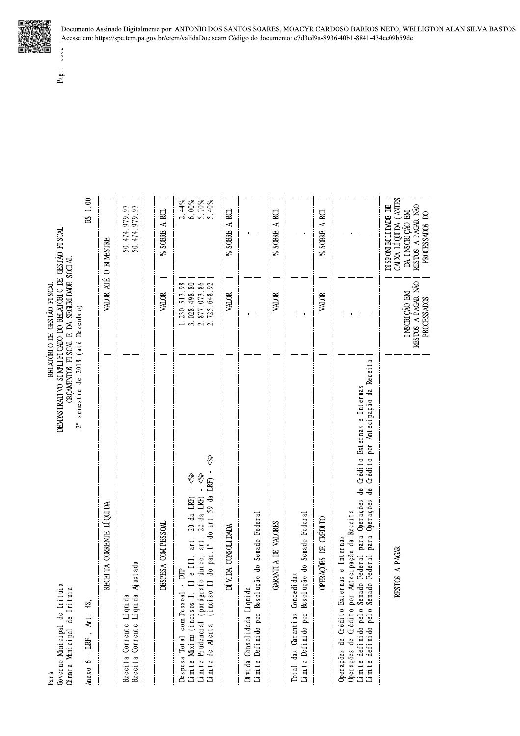Documento Assinado Digitalmente por: ANTONIO DOS SANTOS SOARES, MOACYR CARDOSO BARROS NETO, WELLIGTON ALAN SILVA BASTOS
Acesse em: https://spe.tcm.pa.gov.br/etcm/validaDoc.seam Código do documento: c7d3cd9a-8936-40b1-8841-434ee09b59dc

Pará
Governo Municipal de Irituia
Câmara Municipal de Irituia

# RELATÓRIO DE GESTÃO FISCAL
## DEMONSTRATIVO SIMPLIFICADO DO RELATÓRIO DE GESTÃO FISCAL
### ORÇAMENTOS FISCAL E DA SEGURIDADE SOCIAL
2º semestre de 2018 (até Dezembro)

Anexo 6 - LRF, Art. 48, R$ 1,00

| RECEITA CORRENTE LÍQUIDA | VALOR ATÉ O BIMESTRE |
|---|---|
| Receita Corrente Líquida | 50.474.979,97 |
| Receita Corrente Líquida Ajustada | 50.474.979,97 |

| DESPESA COM PESSOAL | VALOR | % SOBRE A RCL |
|---|---|---|
| Despesa Total com Pessoal - DTP | 1.230.513,98 | 2,44% |
| Limite Máximo (incisos I, II e III, art. 20 da LRF) - <%> | 3.028.498,80 | 6,00% |
| Limite Prudencial (parágrafo único, art. 22 da LRF) - <%> | 2.877.073,86 | 5,70% |
| Limite de Alerta (inciso II do par.1º do art.59 da LRF) - <%> | 2.725.648,92 | 5,40% |

| DÍVIDA CONSOLIDADA | VALOR | % SOBRE A RCL |
|---|---|---|
| Dívida Consolidada Líquida | - | - |
| Limite Definido por Resolução do Senado Federal | - | - |

| GARANTIA DE VALORES | VALOR | % SOBRE A RCL |
|---|---|---|
| Total das Garantias Concedidas | - | - |
| Limite Definido por Resolução do Senado Federal | - | - |

| OPERAÇÕES DE CRÉDITO | VALOR | % SOBRE A RCL |
|---|---|---|
| Operações de Crédito Externas e Internas | - | - |
| Operações de Crédito por Antecipação da Receita | - | - |
| Limite definido pelo Senado Federal para Operações de Crédito Externas e Internas | - | - |
| Limite definido pelo Senado Federal para Operações de Crédito por Antecipação da Receita | - | - |

| RESTOS A PAGAR | INSCRIÇÃO EM RESTOS A PAGAR NÃO PROCESSADOS | DISPONIBILIDADE DE CAIXA LÍQUIDA (ANTES DA INSCRIÇÃO EM RESTOS A PAGAR NÃO PROCESSADOS DO |
|---|---|---|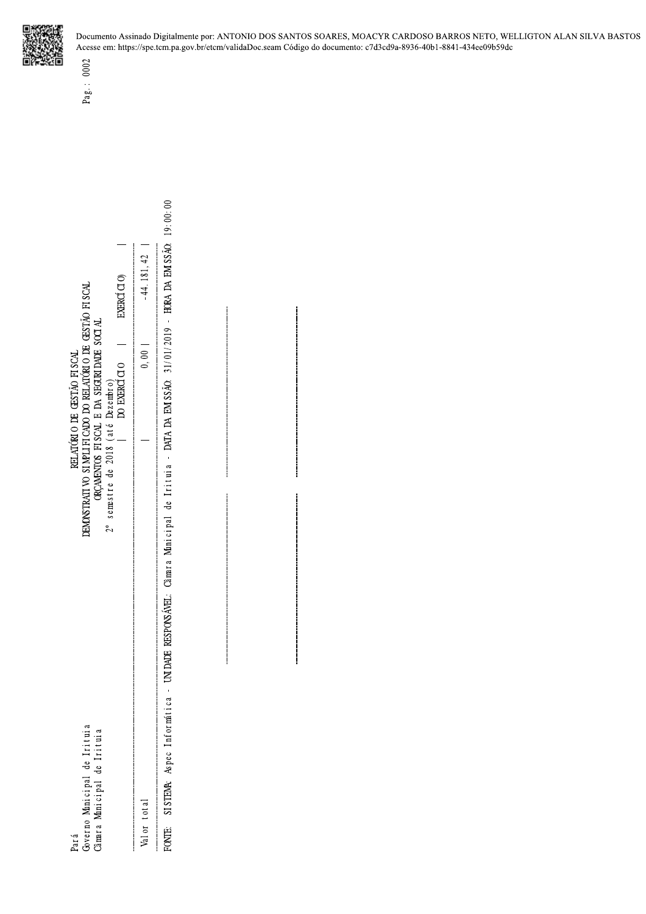Pará
Governo Municipal de Irituia
Câmara Municipal de Irituia

RELATÓRIO DE GESTÃO FISCAL
DEMONSTRATIVO SIMPLIFICADO DO RELATÓRIO DE GESTÃO FISCAL
ORÇAMENTOS FISCAL E DA SEGURIDADE SOCIAL
2º semestre de 2018 (até Dezembro)

| | DO EXERCÍCIO | EXERCÍCIO) |
|---|---|---|
| Valor total | 0,00 | -44.181,42 |

FONTE: SISTEMA: Aspec Informática - UNIDADE RESPONSÁVEL: Câmara Municipal de Irituia - DATA DA EMISSÃO: 31/01/2019 - HORA DA EMISSÃO: 19:00:00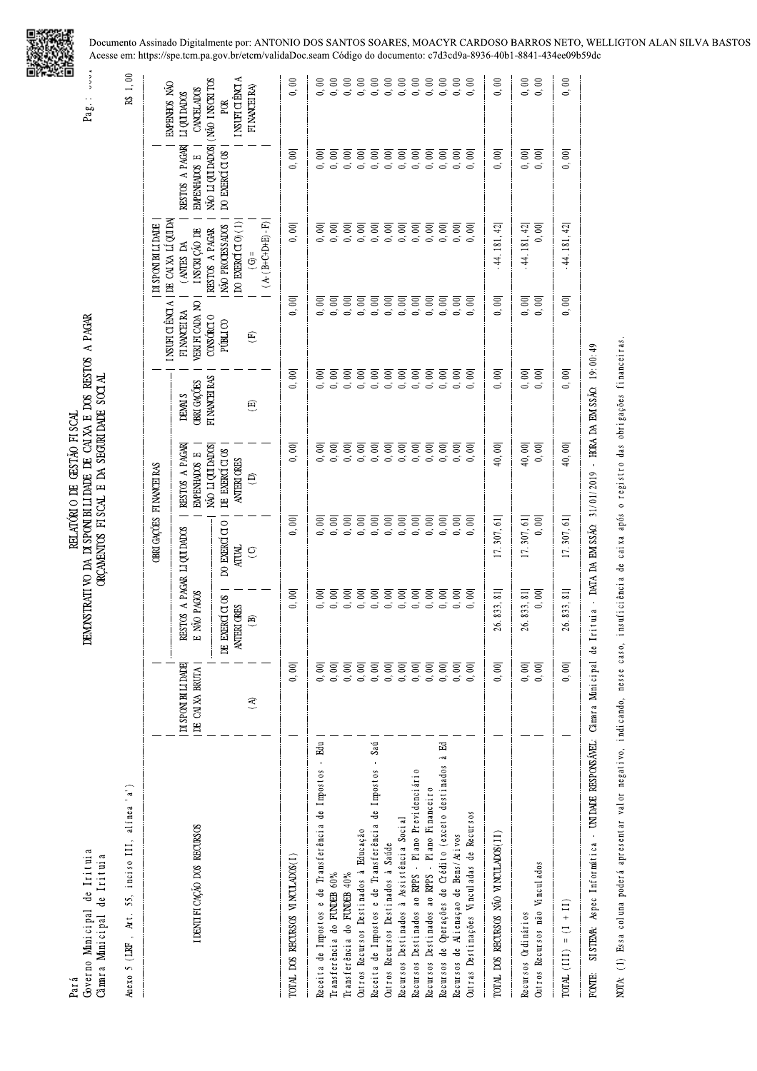Documento Assinado Digitalmente por: ANTONIO DOS SANTOS SOARES, MOACYR CARDOSO BARROS NETO, WELLIGTON ALAN SILVA BASTOS
Acesse em: https://spe.tcm.pa.gov.br/etcm/validaDoc.seam Código do documento: c7d3cd9a-8936-40b1-8841-434ee09b59dc

Pará
Governo Municipal de Irituia
Câmara Municipal de Irituia

# RELATÓRIO DE GESTÃO FISCAL
## DEMONSTRATIVO DA DISPONIBILIDADE DE CAIXA E DOS RESTOS A PAGAR
### ORÇAMENTOS FISCAL E DA SEGURIDADE SOCIAL

Anexo 5 (LRF, Art. 55, inciso III, alínea 'a')

R$ 1,00

| IDENTIFICAÇÃO DOS RECURSOS | DISPONIBILIDADE DE CAIXA BRUTA | OBRIGAÇÕES FINANCEIRAS | | | | INSUFICIÊNCIA FINANCEIRA VERIFICADA NO CONSÓRCIO PUBLICO | DISPONIBILIDADE DE CAIXA LÍQUIDA (ANTES DA INSCRIÇÃO DE RESTOS A PAGAR NÃO PROCESSADOS DO EXERCÍCIO)(1) | RESTOS A PAGAR EMPENHADOS E NÃO LIQUIDADOS DO EXERCÍCIOS | EMPENHOS NÃO LIQUIDADOS CANCELADOS (NÃO INSCRITOS POR INSUFICIÊNCIA FINANCEIRA) |
|---|---|---|---|---|---|---|---|---|---|
| | | RESTOS A PAGAR LIQUIDADOS E NÃO PAGOS | | RESTOS A PAGAR EMPENHADOS E NÃO LIQUIDADOS DE EXERCÍCIOS ANTERIORES | DEMAIS OBRIGAÇÕES FINANCEIRAS | | | | |
| | | DE EXERCÍCIOS ANTERIORES | DO EXERCÍCIO ATUAL | | | | | | |
| | (A) | (B) | (C) | (D) | (E) | (F) | (G) = (A-(B+C+D+E)-F) | | |
| TOTAL DOS RECURSOS VINCULADOS(I) | 0,00 | 0,00 | 0,00 | 0,00 | 0,00 | 0,00 | 0,00 | 0,00 | 0,00 |
| Receita de Impostos e de Transferência de Impostos - Edu | 0,00 | 0,00 | 0,00 | 0,00 | 0,00 | 0,00 | 0,00 | 0,00 | 0,00 |
| Transferência do FUNDEB 60% | 0,00 | 0,00 | 0,00 | 0,00 | 0,00 | 0,00 | 0,00 | 0,00 | 0,00 |
| Transferência do FUNDEB 40% | 0,00 | 0,00 | 0,00 | 0,00 | 0,00 | 0,00 | 0,00 | 0,00 | 0,00 |
| Outros Recursos Destinados à Educação | 0,00 | 0,00 | 0,00 | 0,00 | 0,00 | 0,00 | 0,00 | 0,00 | 0,00 |
| Receita de Impostos e de Transferência de Impostos - Saú | 0,00 | 0,00 | 0,00 | 0,00 | 0,00 | 0,00 | 0,00 | 0,00 | 0,00 |
| Outros Recursos Destinados à Saúde | 0,00 | 0,00 | 0,00 | 0,00 | 0,00 | 0,00 | 0,00 | 0,00 | 0,00 |
| Recursos Destinados à Assistência Social | 0,00 | 0,00 | 0,00 | 0,00 | 0,00 | 0,00 | 0,00 | 0,00 | 0,00 |
| Recursos Destinados ao RPPS - Plano Previdenciário | 0,00 | 0,00 | 0,00 | 0,00 | 0,00 | 0,00 | 0,00 | 0,00 | 0,00 |
| Recursos Destinados ao RPPS - Plano Financeiro | 0,00 | 0,00 | 0,00 | 0,00 | 0,00 | 0,00 | 0,00 | 0,00 | 0,00 |
| Recursos de Operações de Crédito (exceto destinados à Ed | 0,00 | 0,00 | 0,00 | 0,00 | 0,00 | 0,00 | 0,00 | 0,00 | 0,00 |
| Recursos de Alienação de Bens/Ativos | 0,00 | 0,00 | 0,00 | 0,00 | 0,00 | 0,00 | 0,00 | 0,00 | 0,00 |
| Outras Destinações Vinculadas de Recursos | 0,00 | 0,00 | 0,00 | 0,00 | 0,00 | 0,00 | 0,00 | 0,00 | 0,00 |
| TOTAL DOS RECURSOS NÃO VINCULADOS(II) | 0,00 | 26.833,81 | 17.307,61 | 40,00 | 0,00 | 0,00 | -44.181,42 | 0,00 | 0,00 |
| Recursos Ordinários | 0,00 | 26.833,81 | 17.307,61 | 40,00 | 0,00 | 0,00 | -44.181,42 | 0,00 | 0,00 |
| Outros Recursos não Vinculados | 0,00 | 0,00 | 0,00 | 0,00 | 0,00 | 0,00 | 0,00 | 0,00 | 0,00 |
| TOTAL (III) = (I + II) | 0,00 | 26.833,81 | 17.307,61 | 40,00 | 0,00 | 0,00 | -44.181,42 | 0,00 | 0,00 |

FONTE: SISTEMA: Aspec Informática - UNIDADE RESPONSÁVEL: Câmara Municipal de Irituia - DATA DA EMISSÃO: 31/01/2019 - HORA DA EMISSÃO: 19:00:49

NOTA: (1) Essa coluna poderá apresentar valor negativo, indicando, nesse caso, insuficiência de caixa após o registro das obrigações financeiras.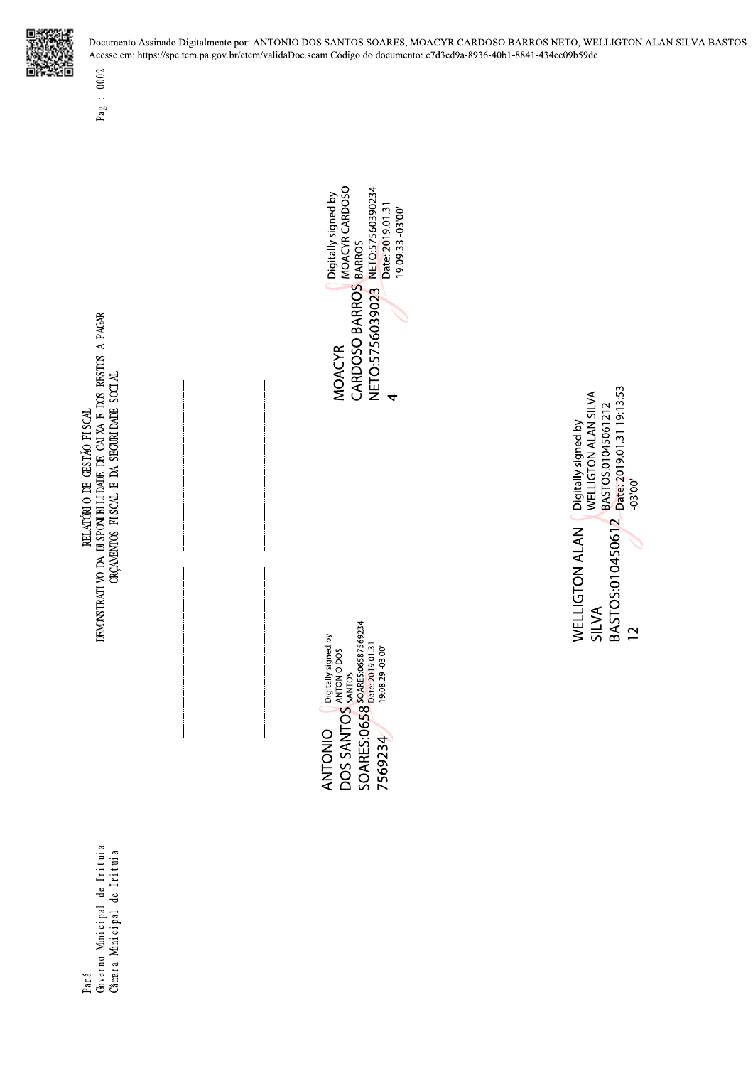Documento Assinado Digitalmente por: ANTONIO DOS SANTOS SOARES, MOACYR CARDOSO BARROS NETO, WELLIGTON ALAN SILVA BASTOS
Acesse em: https://spe.tcm.pa.gov.br/etcm/validaDoc.seam Código do documento: c7d3cd9a-8936-40b1-8841-434ee09b59dc

Pará
Governo Municipal de Irituia
Câmara Municipal de Irituia

RELATÓRIO DE GESTÃO FISCAL
DEMONSTRATIVO DA DISPONIBILIDADE DE CAIXA E DOS RESTOS A PAGAR
ORÇAMENTOS FISCAL E DA SEGURIDADE SOCIAL

ANTONIO DOS SANTOS SOARES:06587569234
Digitally signed by ANTONIO DOS SANTOS SOARES:06587569234
Date: 2019.01.31 19:08:29 -03'00'

MOACYR CARDOSO BARROS NETO:57560390234
Digitally signed by MOACYR CARDOSO BARROS NETO:57560390234
Date: 2019.01.31 19:09:33 -03'00'

WELLIGTON ALAN SILVA BASTOS:01045061212
Digitally signed by WELLIGTON ALAN SILVA BASTOS:01045061212
Date: 2019.01.31 19:13:53 -03'00'